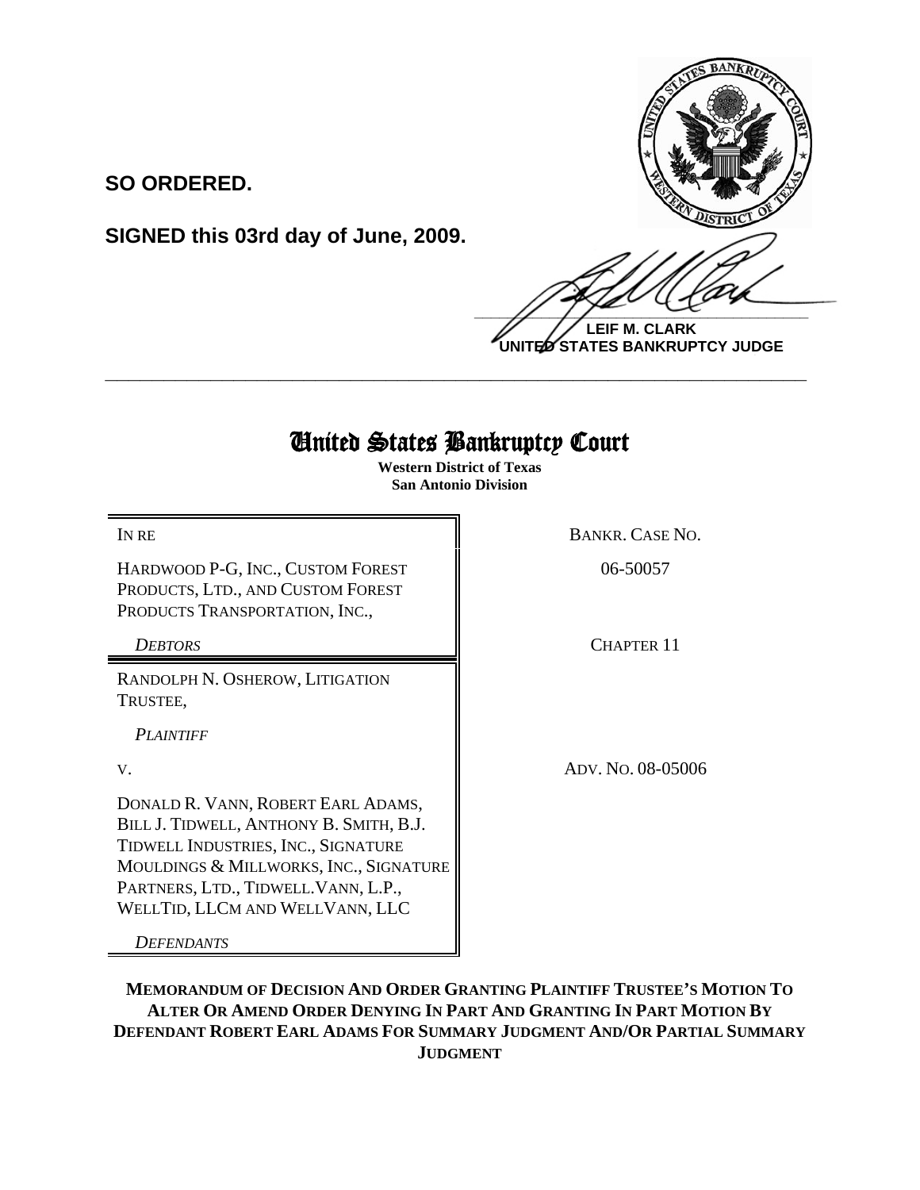**SO ORDERED.**

**SIGNED this 03rd day of June, 2009.**

**LEIF M. CLARK**
**UNITED STATES BANKRUPTCY JUDGE**

---

# United States Bankruptcy Court

**Western District of Texas**
**San Antonio Division**

| | |
|---|---|
| IN RE | BANKR. CASE NO. |
| HARDWOOD P-G, INC., CUSTOM FOREST PRODUCTS, LTD., AND CUSTOM FOREST PRODUCTS TRANSPORTATION, INC., | 06-50057 |
| *DEBTORS* | CHAPTER 11 |
| RANDOLPH N. OSHEROW, LITIGATION TRUSTEE, | |
| *PLAINTIFF* | |
| V. | ADV. NO. 08-05006 |
| DONALD R. VANN, ROBERT EARL ADAMS, BILL J. TIDWELL, ANTHONY B. SMITH, B.J. TIDWELL INDUSTRIES, INC., SIGNATURE MOULDINGS & MILLWORKS, INC., SIGNATURE PARTNERS, LTD., TIDWELL.VANN, L.P., WELLTID, LLCM AND WELLVANN, LLC | |
| *DEFENDANTS* | |

**MEMORANDUM OF DECISION AND ORDER GRANTING PLAINTIFF TRUSTEE'S MOTION TO ALTER OR AMEND ORDER DENYING IN PART AND GRANTING IN PART MOTION BY DEFENDANT ROBERT EARL ADAMS FOR SUMMARY JUDGMENT AND/OR PARTIAL SUMMARY JUDGMENT**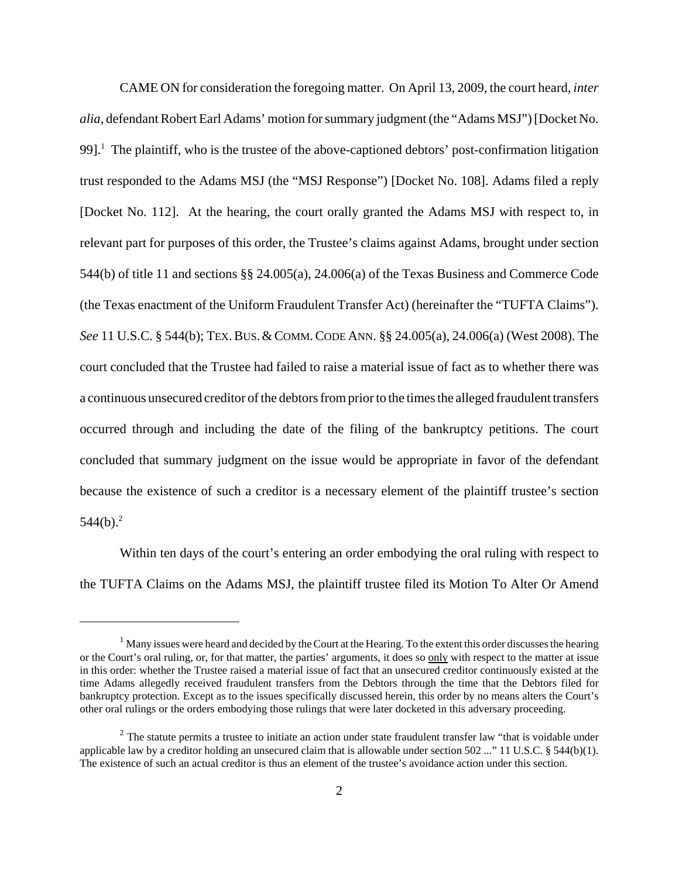CAME ON for consideration the foregoing matter. On April 13, 2009, the court heard, *inter alia*, defendant Robert Earl Adams' motion for summary judgment (the "Adams MSJ") [Docket No. 99].[1] The plaintiff, who is the trustee of the above-captioned debtors' post-confirmation litigation trust responded to the Adams MSJ (the "MSJ Response") [Docket No. 108]. Adams filed a reply [Docket No. 112]. At the hearing, the court orally granted the Adams MSJ with respect to, in relevant part for purposes of this order, the Trustee's claims against Adams, brought under section 544(b) of title 11 and sections §§ 24.005(a), 24.006(a) of the Texas Business and Commerce Code (the Texas enactment of the Uniform Fraudulent Transfer Act) (hereinafter the "TUFTA Claims"). *See* 11 U.S.C. § 544(b); TEX. BUS. & COMM. CODE ANN. §§ 24.005(a), 24.006(a) (West 2008). The court concluded that the Trustee had failed to raise a material issue of fact as to whether there was a continuous unsecured creditor of the debtors from prior to the times the alleged fraudulent transfers occurred through and including the date of the filing of the bankruptcy petitions. The court concluded that summary judgment on the issue would be appropriate in favor of the defendant because the existence of such a creditor is a necessary element of the plaintiff trustee's section 544(b).[2]

Within ten days of the court's entering an order embodying the oral ruling with respect to the TUFTA Claims on the Adams MSJ, the plaintiff trustee filed its Motion To Alter Or Amend

---

[1] Many issues were heard and decided by the Court at the Hearing. To the extent this order discusses the hearing or the Court's oral ruling, or, for that matter, the parties' arguments, it does so <u>only</u> with respect to the matter at issue in this order: whether the Trustee raised a material issue of fact that an unsecured creditor continuously existed at the time Adams allegedly received fraudulent transfers from the Debtors through the time that the Debtors filed for bankruptcy protection. Except as to the issues specifically discussed herein, this order by no means alters the Court's other oral rulings or the orders embodying those rulings that were later docketed in this adversary proceeding.

[2] The statute permits a trustee to initiate an action under state fraudulent transfer law "that is voidable under applicable law by a creditor holding an unsecured claim that is allowable under section 502 ..." 11 U.S.C. § 544(b)(1). The existence of such an actual creditor is thus an element of the trustee's avoidance action under this section.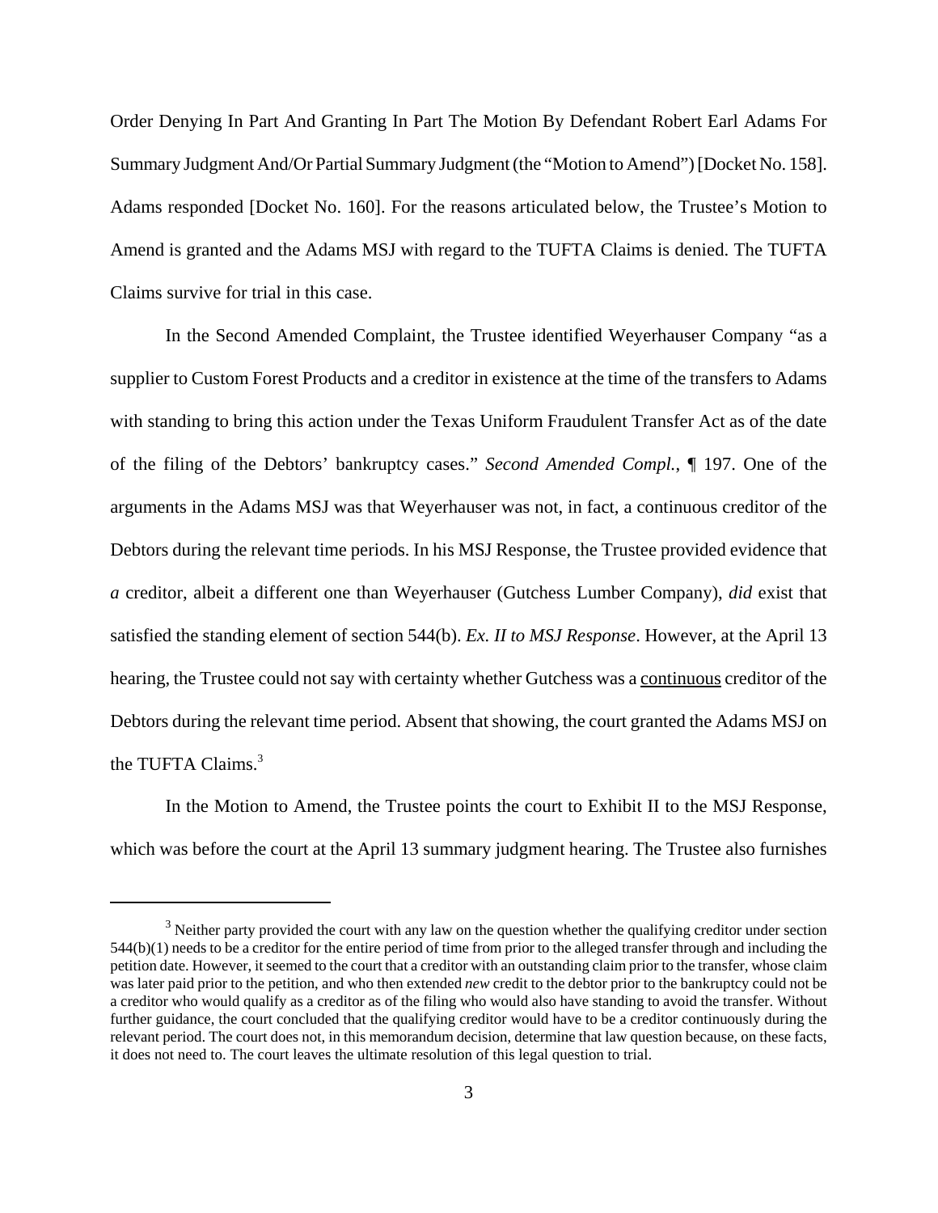Order Denying In Part And Granting In Part The Motion By Defendant Robert Earl Adams For Summary Judgment And/Or Partial Summary Judgment (the "Motion to Amend") [Docket No. 158]. Adams responded [Docket No. 160]. For the reasons articulated below, the Trustee's Motion to Amend is granted and the Adams MSJ with regard to the TUFTA Claims is denied. The TUFTA Claims survive for trial in this case.

In the Second Amended Complaint, the Trustee identified Weyerhauser Company "as a supplier to Custom Forest Products and a creditor in existence at the time of the transfers to Adams with standing to bring this action under the Texas Uniform Fraudulent Transfer Act as of the date of the filing of the Debtors' bankruptcy cases." *Second Amended Compl.*, ¶ 197. One of the arguments in the Adams MSJ was that Weyerhauser was not, in fact, a continuous creditor of the Debtors during the relevant time periods. In his MSJ Response, the Trustee provided evidence that *a* creditor, albeit a different one than Weyerhauser (Gutchess Lumber Company), *did* exist that satisfied the standing element of section 544(b). *Ex. II to MSJ Response*. However, at the April 13 hearing, the Trustee could not say with certainty whether Gutchess was a <u>continuous</u> creditor of the Debtors during the relevant time period. Absent that showing, the court granted the Adams MSJ on the TUFTA Claims.[3]

In the Motion to Amend, the Trustee points the court to Exhibit II to the MSJ Response, which was before the court at the April 13 summary judgment hearing. The Trustee also furnishes

[3] Neither party provided the court with any law on the question whether the qualifying creditor under section 544(b)(1) needs to be a creditor for the entire period of time from prior to the alleged transfer through and including the petition date. However, it seemed to the court that a creditor with an outstanding claim prior to the transfer, whose claim was later paid prior to the petition, and who then extended *new* credit to the debtor prior to the bankruptcy could not be a creditor who would qualify as a creditor as of the filing who would also have standing to avoid the transfer. Without further guidance, the court concluded that the qualifying creditor would have to be a creditor continuously during the relevant period. The court does not, in this memorandum decision, determine that law question because, on these facts, it does not need to. The court leaves the ultimate resolution of this legal question to trial.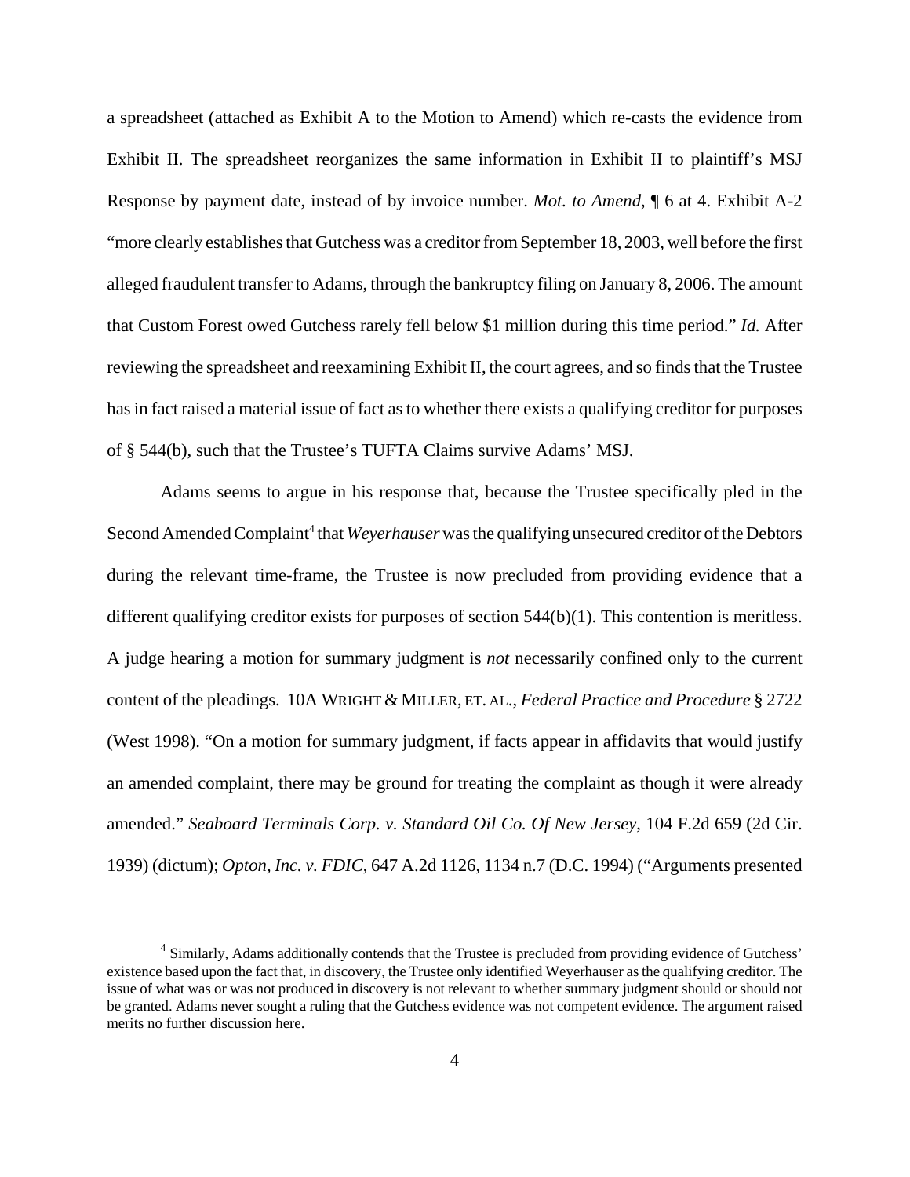a spreadsheet (attached as Exhibit A to the Motion to Amend) which re-casts the evidence from Exhibit II. The spreadsheet reorganizes the same information in Exhibit II to plaintiff's MSJ Response by payment date, instead of by invoice number. *Mot. to Amend*, ¶ 6 at 4. Exhibit A-2 "more clearly establishes that Gutchess was a creditor from September 18, 2003, well before the first alleged fraudulent transfer to Adams, through the bankruptcy filing on January 8, 2006. The amount that Custom Forest owed Gutchess rarely fell below $1 million during this time period." *Id.* After reviewing the spreadsheet and reexamining Exhibit II, the court agrees, and so finds that the Trustee has in fact raised a material issue of fact as to whether there exists a qualifying creditor for purposes of § 544(b), such that the Trustee's TUFTA Claims survive Adams' MSJ.

Adams seems to argue in his response that, because the Trustee specifically pled in the Second Amended Complaint[4] that *Weyerhauser* was the qualifying unsecured creditor of the Debtors during the relevant time-frame, the Trustee is now precluded from providing evidence that a different qualifying creditor exists for purposes of section 544(b)(1). This contention is meritless. A judge hearing a motion for summary judgment is *not* necessarily confined only to the current content of the pleadings. 10A WRIGHT & MILLER, ET. AL., *Federal Practice and Procedure* § 2722 (West 1998). "On a motion for summary judgment, if facts appear in affidavits that would justify an amended complaint, there may be ground for treating the complaint as though it were already amended." *Seaboard Terminals Corp. v. Standard Oil Co. Of New Jersey*, 104 F.2d 659 (2d Cir. 1939) (dictum); *Opton, Inc. v. FDIC*, 647 A.2d 1126, 1134 n.7 (D.C. 1994) ("Arguments presented

---

[4] Similarly, Adams additionally contends that the Trustee is precluded from providing evidence of Gutchess' existence based upon the fact that, in discovery, the Trustee only identified Weyerhauser as the qualifying creditor. The issue of what was or was not produced in discovery is not relevant to whether summary judgment should or should not be granted. Adams never sought a ruling that the Gutchess evidence was not competent evidence. The argument raised merits no further discussion here.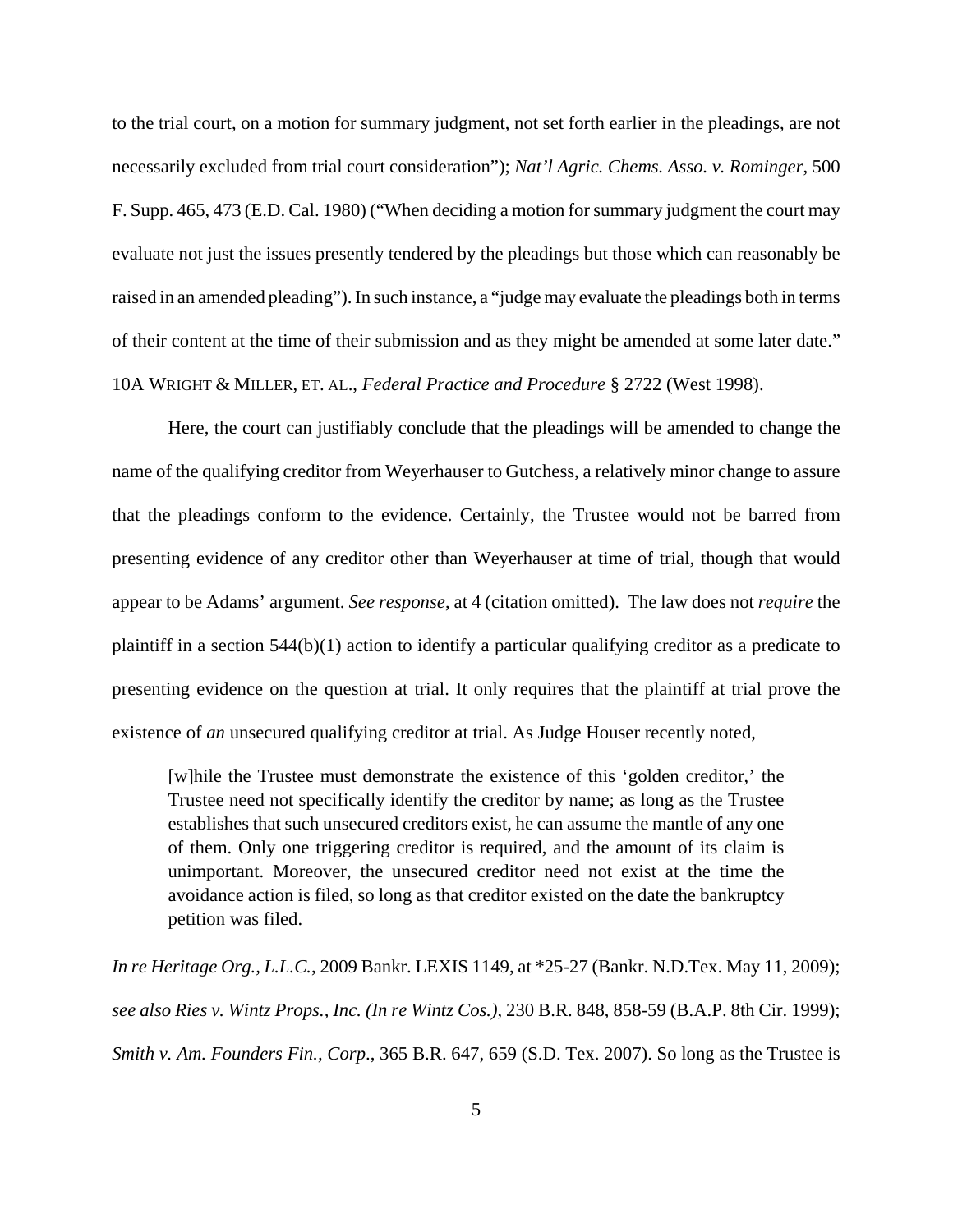to the trial court, on a motion for summary judgment, not set forth earlier in the pleadings, are not necessarily excluded from trial court consideration"); *Nat'l Agric. Chems. Asso. v. Rominger*, 500 F. Supp. 465, 473 (E.D. Cal. 1980) ("When deciding a motion for summary judgment the court may evaluate not just the issues presently tendered by the pleadings but those which can reasonably be raised in an amended pleading"). In such instance, a "judge may evaluate the pleadings both in terms of their content at the time of their submission and as they might be amended at some later date." 10A WRIGHT & MILLER, ET. AL., *Federal Practice and Procedure* § 2722 (West 1998).

Here, the court can justifiably conclude that the pleadings will be amended to change the name of the qualifying creditor from Weyerhauser to Gutchess, a relatively minor change to assure that the pleadings conform to the evidence. Certainly, the Trustee would not be barred from presenting evidence of any creditor other than Weyerhauser at time of trial, though that would appear to be Adams' argument. *See response*, at 4 (citation omitted). The law does not *require* the plaintiff in a section 544(b)(1) action to identify a particular qualifying creditor as a predicate to presenting evidence on the question at trial. It only requires that the plaintiff at trial prove the existence of *an* unsecured qualifying creditor at trial. As Judge Houser recently noted,

> [w]hile the Trustee must demonstrate the existence of this 'golden creditor,' the Trustee need not specifically identify the creditor by name; as long as the Trustee establishes that such unsecured creditors exist, he can assume the mantle of any one of them. Only one triggering creditor is required, and the amount of its claim is unimportant. Moreover, the unsecured creditor need not exist at the time the avoidance action is filed, so long as that creditor existed on the date the bankruptcy petition was filed.

*In re Heritage Org., L.L.C.*, 2009 Bankr. LEXIS 1149, at *25-27 (Bankr. N.D.Tex. May 11, 2009); *see also Ries v. Wintz Props., Inc. (In re Wintz Cos.)*, 230 B.R. 848, 858-59 (B.A.P. 8th Cir. 1999); *Smith v. Am. Founders Fin., Corp.*, 365 B.R. 647, 659 (S.D. Tex. 2007). So long as the Trustee is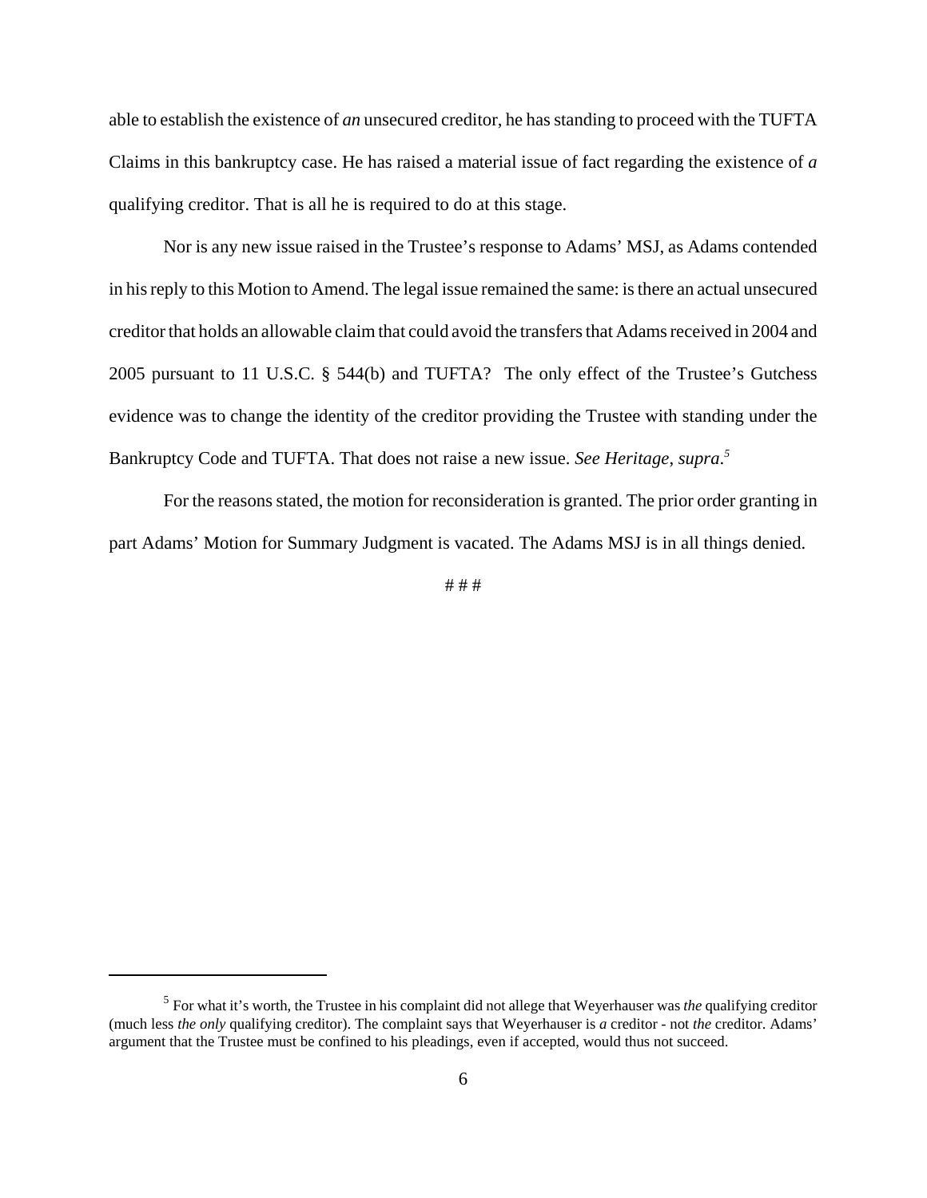able to establish the existence of *an* unsecured creditor, he has standing to proceed with the TUFTA Claims in this bankruptcy case. He has raised a material issue of fact regarding the existence of *a* qualifying creditor. That is all he is required to do at this stage.

Nor is any new issue raised in the Trustee's response to Adams' MSJ, as Adams contended in his reply to this Motion to Amend. The legal issue remained the same: is there an actual unsecured creditor that holds an allowable claim that could avoid the transfers that Adams received in 2004 and 2005 pursuant to 11 U.S.C. § 544(b) and TUFTA? The only effect of the Trustee's Gutchess evidence was to change the identity of the creditor providing the Trustee with standing under the Bankruptcy Code and TUFTA. That does not raise a new issue. *See Heritage*, *supra*.[5]

For the reasons stated, the motion for reconsideration is granted. The prior order granting in part Adams' Motion for Summary Judgment is vacated. The Adams MSJ is in all things denied.

# # #

---

[5] For what it's worth, the Trustee in his complaint did not allege that Weyerhauser was *the* qualifying creditor (much less *the only* qualifying creditor). The complaint says that Weyerhauser is *a* creditor - not *the* creditor. Adams' argument that the Trustee must be confined to his pleadings, even if accepted, would thus not succeed.